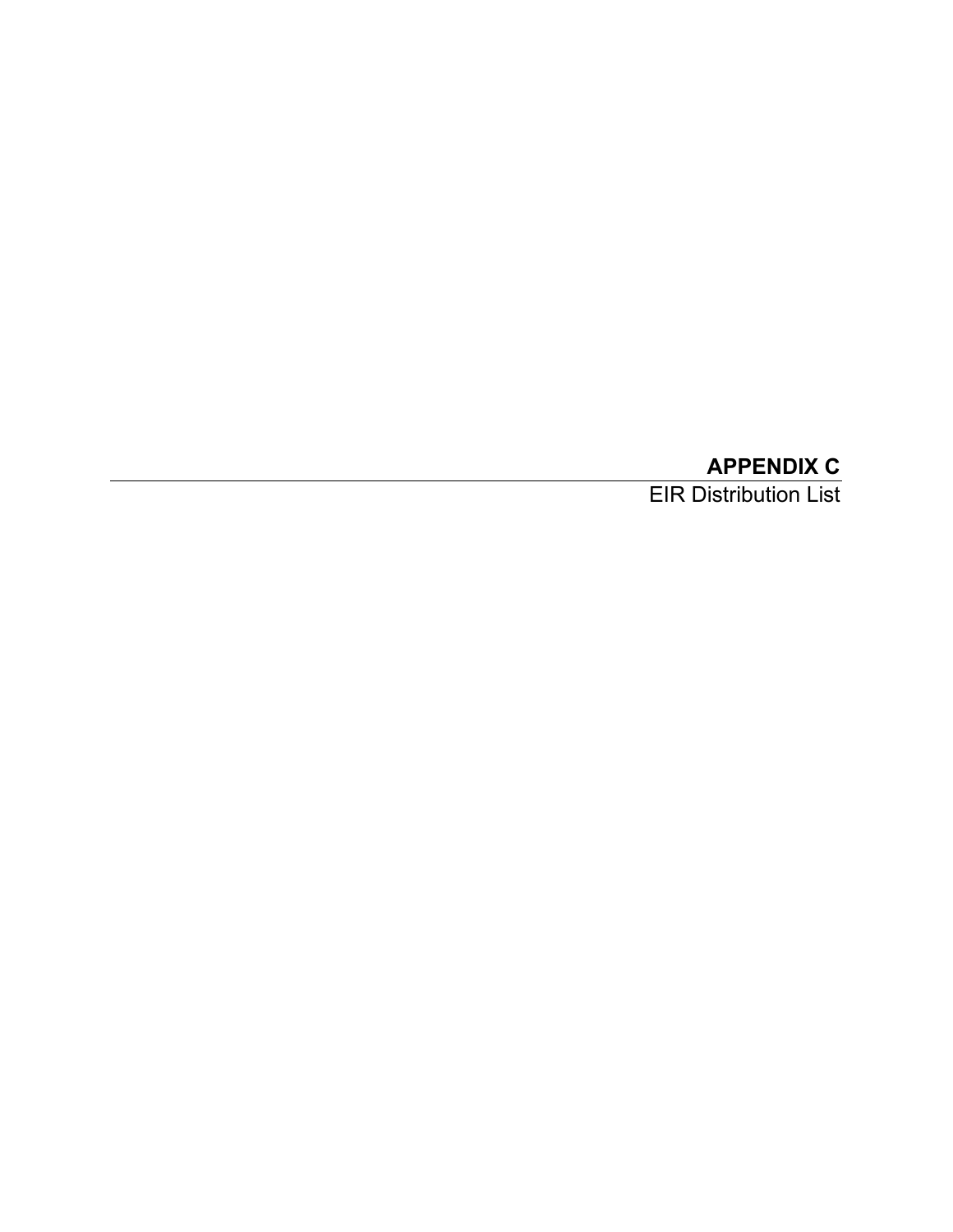# APPENDIX C

EIR Distribution List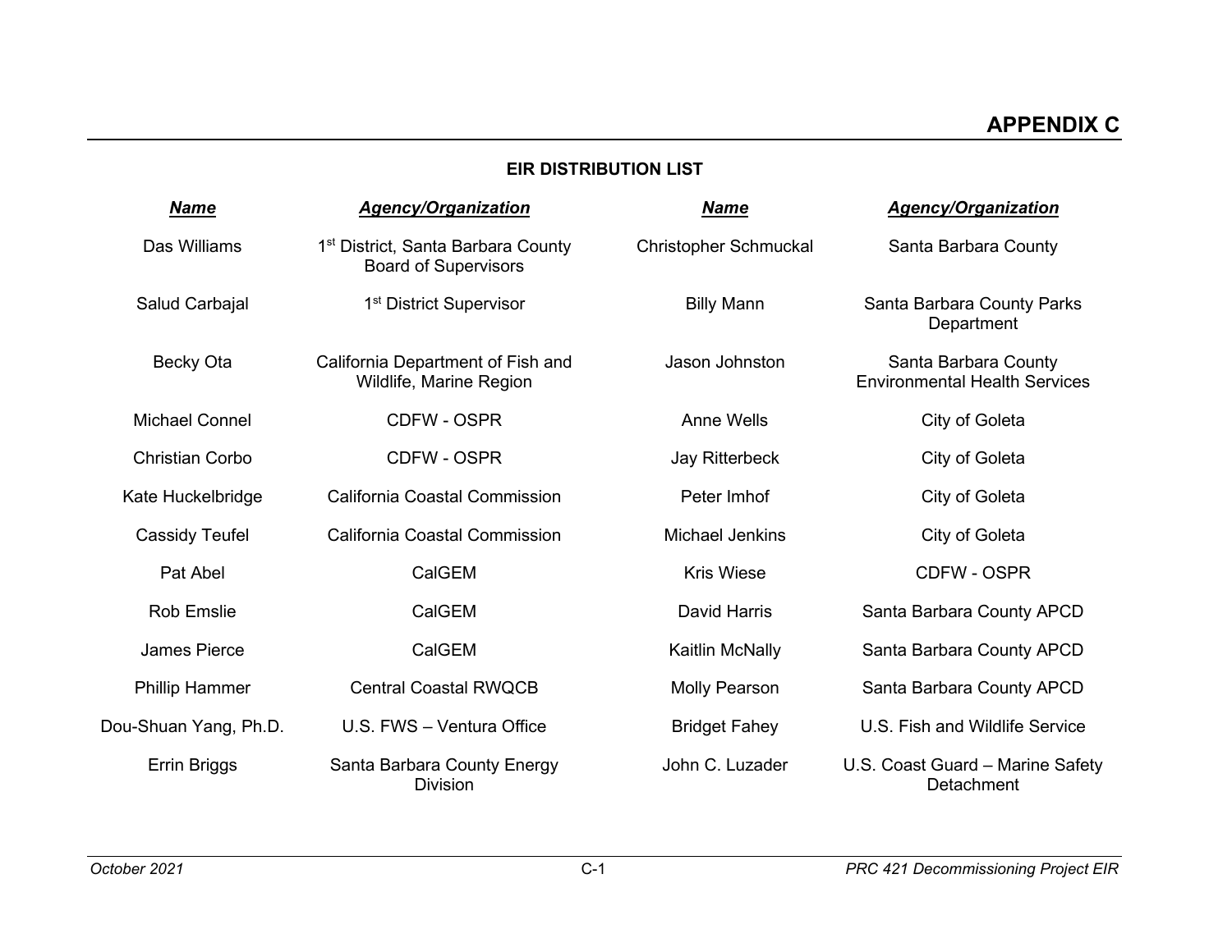# APPENDIX C

## EIR DISTRIBUTION LIST

| ***Name*** | ***Agency/Organization*** | ***Name*** | ***Agency/Organization*** |
|---|---|---|---|
| Das Williams | 1st District, Santa Barbara County Board of Supervisors | Christopher Schmuckal | Santa Barbara County |
| Salud Carbajal | 1st District Supervisor | Billy Mann | Santa Barbara County Parks Department |
| Becky Ota | California Department of Fish and Wildlife, Marine Region | Jason Johnston | Santa Barbara County Environmental Health Services |
| Michael Connel | CDFW - OSPR | Anne Wells | City of Goleta |
| Christian Corbo | CDFW - OSPR | Jay Ritterbeck | City of Goleta |
| Kate Huckelbridge | California Coastal Commission | Peter Imhof | City of Goleta |
| Cassidy Teufel | California Coastal Commission | Michael Jenkins | City of Goleta |
| Pat Abel | CalGEM | Kris Wiese | CDFW - OSPR |
| Rob Emslie | CalGEM | David Harris | Santa Barbara County APCD |
| James Pierce | CalGEM | Kaitlin McNally | Santa Barbara County APCD |
| Phillip Hammer | Central Coastal RWQCB | Molly Pearson | Santa Barbara County APCD |
| Dou-Shuan Yang, Ph.D. | U.S. FWS – Ventura Office | Bridget Fahey | U.S. Fish and Wildlife Service |
| Errin Briggs | Santa Barbara County Energy Division | John C. Luzader | U.S. Coast Guard – Marine Safety Detachment |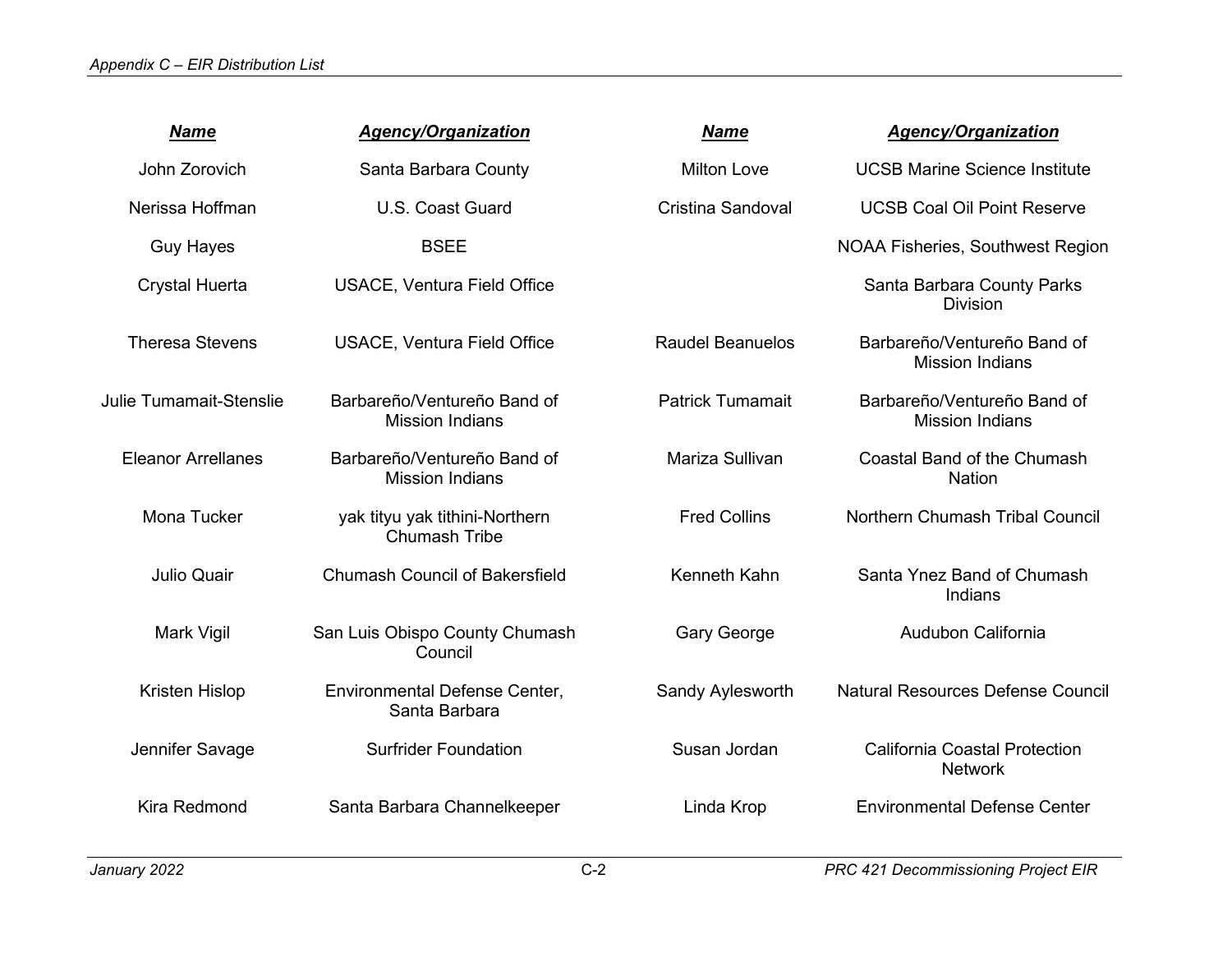| Name | Agency/Organization | Name | Agency/Organization |
|---|---|---|---|
| John Zorovich | Santa Barbara County | Milton Love | UCSB Marine Science Institute |
| Nerissa Hoffman | U.S. Coast Guard | Cristina Sandoval | UCSB Coal Oil Point Reserve |
| Guy Hayes | BSEE | | NOAA Fisheries, Southwest Region |
| Crystal Huerta | USACE, Ventura Field Office | | Santa Barbara County Parks Division |
| Theresa Stevens | USACE, Ventura Field Office | Raudel Beanuelos | Barbareño/Ventureño Band of Mission Indians |
| Julie Tumamait-Stenslie | Barbareño/Ventureño Band of Mission Indians | Patrick Tumamait | Barbareño/Ventureño Band of Mission Indians |
| Eleanor Arrellanes | Barbareño/Ventureño Band of Mission Indians | Mariza Sullivan | Coastal Band of the Chumash Nation |
| Mona Tucker | yak tityu yak tithini-Northern Chumash Tribe | Fred Collins | Northern Chumash Tribal Council |
| Julio Quair | Chumash Council of Bakersfield | Kenneth Kahn | Santa Ynez Band of Chumash Indians |
| Mark Vigil | San Luis Obispo County Chumash Council | Gary George | Audubon California |
| Kristen Hislop | Environmental Defense Center, Santa Barbara | Sandy Aylesworth | Natural Resources Defense Council |
| Jennifer Savage | Surfrider Foundation | Susan Jordan | California Coastal Protection Network |
| Kira Redmond | Santa Barbara Channelkeeper | Linda Krop | Environmental Defense Center |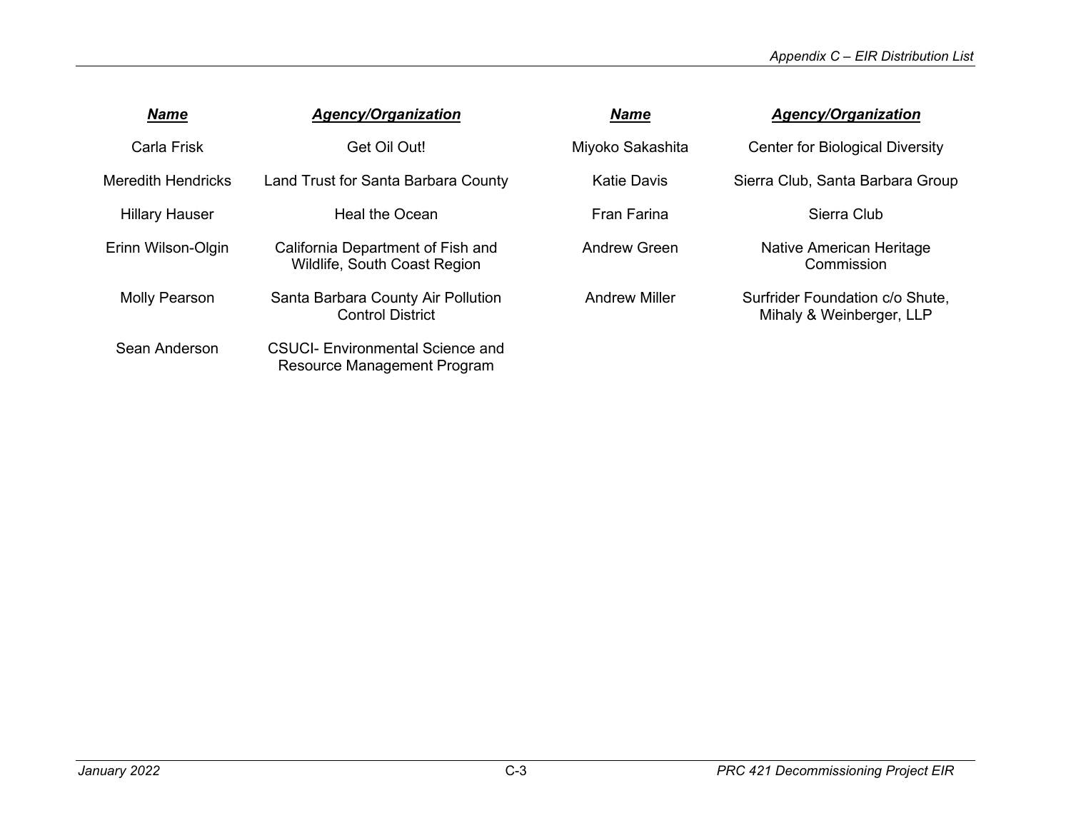| Name | Agency/Organization | Name | Agency/Organization |
| --- | --- | --- | --- |
| Carla Frisk | Get Oil Out! | Miyoko Sakashita | Center for Biological Diversity |
| Meredith Hendricks | Land Trust for Santa Barbara County | Katie Davis | Sierra Club, Santa Barbara Group |
| Hillary Hauser | Heal the Ocean | Fran Farina | Sierra Club |
| Erinn Wilson-Olgin | California Department of Fish and Wildlife, South Coast Region | Andrew Green | Native American Heritage Commission |
| Molly Pearson | Santa Barbara County Air Pollution Control District | Andrew Miller | Surfrider Foundation c/o Shute, Mihaly & Weinberger, LLP |
| Sean Anderson | CSUCI- Environmental Science and Resource Management Program | | |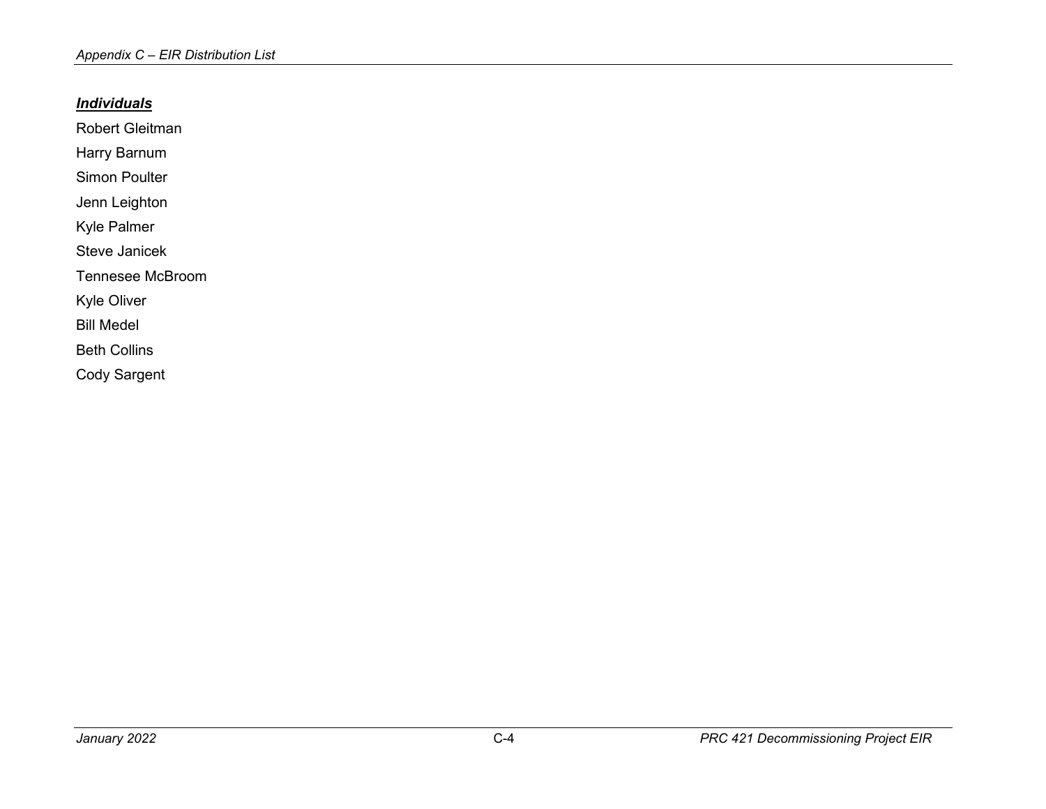***Individuals***

Robert Gleitman

Harry Barnum

Simon Poulter

Jenn Leighton

Kyle Palmer

Steve Janicek

Tennesee McBroom

Kyle Oliver

Bill Medel

Beth Collins

Cody Sargent